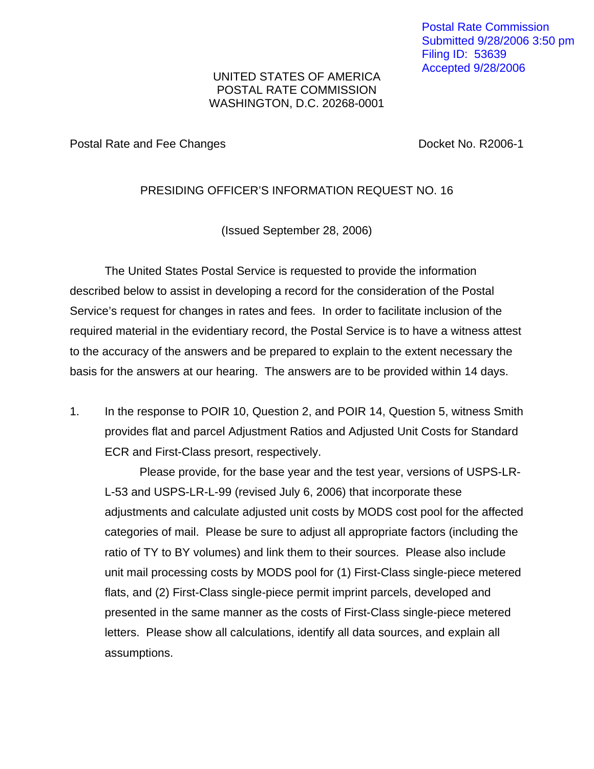Postal Rate Commission
Submitted 9/28/2006 3:50 pm
Filing ID: 53639
Accepted 9/28/2006

UNITED STATES OF AMERICA
POSTAL RATE COMMISSION
WASHINGTON, D.C. 20268-0001

Postal Rate and Fee Changes — Docket No. R2006-1

PRESIDING OFFICER'S INFORMATION REQUEST NO. 16

(Issued September 28, 2006)

The United States Postal Service is requested to provide the information described below to assist in developing a record for the consideration of the Postal Service's request for changes in rates and fees. In order to facilitate inclusion of the required material in the evidentiary record, the Postal Service is to have a witness attest to the accuracy of the answers and be prepared to explain to the extent necessary the basis for the answers at our hearing. The answers are to be provided within 14 days.

1. In the response to POIR 10, Question 2, and POIR 14, Question 5, witness Smith provides flat and parcel Adjustment Ratios and Adjusted Unit Costs for Standard ECR and First-Class presort, respectively.

   Please provide, for the base year and the test year, versions of USPS-LR-L-53 and USPS-LR-L-99 (revised July 6, 2006) that incorporate these adjustments and calculate adjusted unit costs by MODS cost pool for the affected categories of mail. Please be sure to adjust all appropriate factors (including the ratio of TY to BY volumes) and link them to their sources. Please also include unit mail processing costs by MODS pool for (1) First-Class single-piece metered flats, and (2) First-Class single-piece permit imprint parcels, developed and presented in the same manner as the costs of First-Class single-piece metered letters. Please show all calculations, identify all data sources, and explain all assumptions.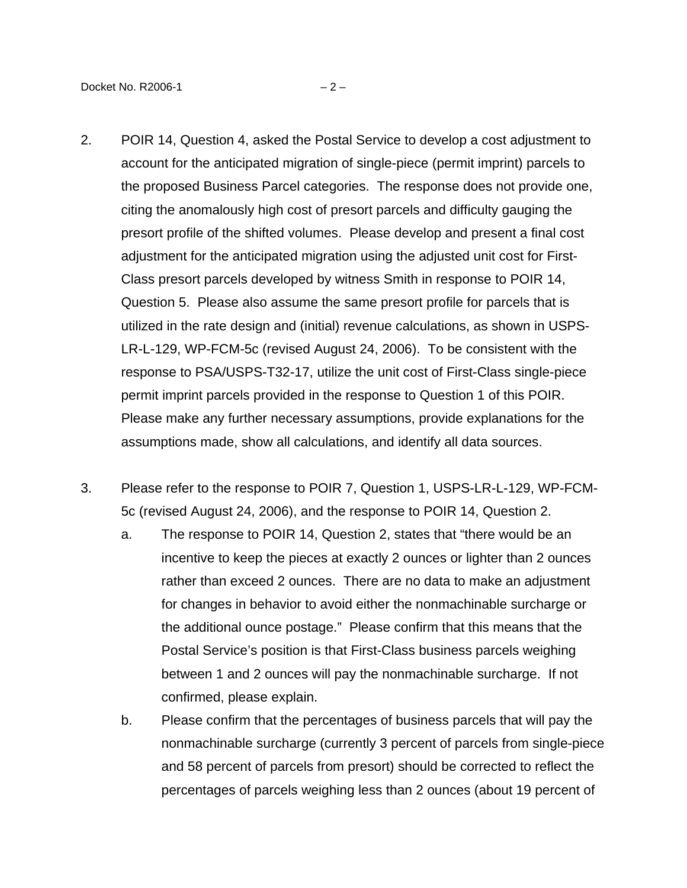2. POIR 14, Question 4, asked the Postal Service to develop a cost adjustment to account for the anticipated migration of single-piece (permit imprint) parcels to the proposed Business Parcel categories. The response does not provide one, citing the anomalously high cost of presort parcels and difficulty gauging the presort profile of the shifted volumes. Please develop and present a final cost adjustment for the anticipated migration using the adjusted unit cost for First-Class presort parcels developed by witness Smith in response to POIR 14, Question 5. Please also assume the same presort profile for parcels that is utilized in the rate design and (initial) revenue calculations, as shown in USPS-LR-L-129, WP-FCM-5c (revised August 24, 2006). To be consistent with the response to PSA/USPS-T32-17, utilize the unit cost of First-Class single-piece permit imprint parcels provided in the response to Question 1 of this POIR. Please make any further necessary assumptions, provide explanations for the assumptions made, show all calculations, and identify all data sources.

3. Please refer to the response to POIR 7, Question 1, USPS-LR-L-129, WP-FCM-5c (revised August 24, 2006), and the response to POIR 14, Question 2.

   a. The response to POIR 14, Question 2, states that "there would be an incentive to keep the pieces at exactly 2 ounces or lighter than 2 ounces rather than exceed 2 ounces. There are no data to make an adjustment for changes in behavior to avoid either the nonmachinable surcharge or the additional ounce postage." Please confirm that this means that the Postal Service's position is that First-Class business parcels weighing between 1 and 2 ounces will pay the nonmachinable surcharge. If not confirmed, please explain.

   b. Please confirm that the percentages of business parcels that will pay the nonmachinable surcharge (currently 3 percent of parcels from single-piece and 58 percent of parcels from presort) should be corrected to reflect the percentages of parcels weighing less than 2 ounces (about 19 percent of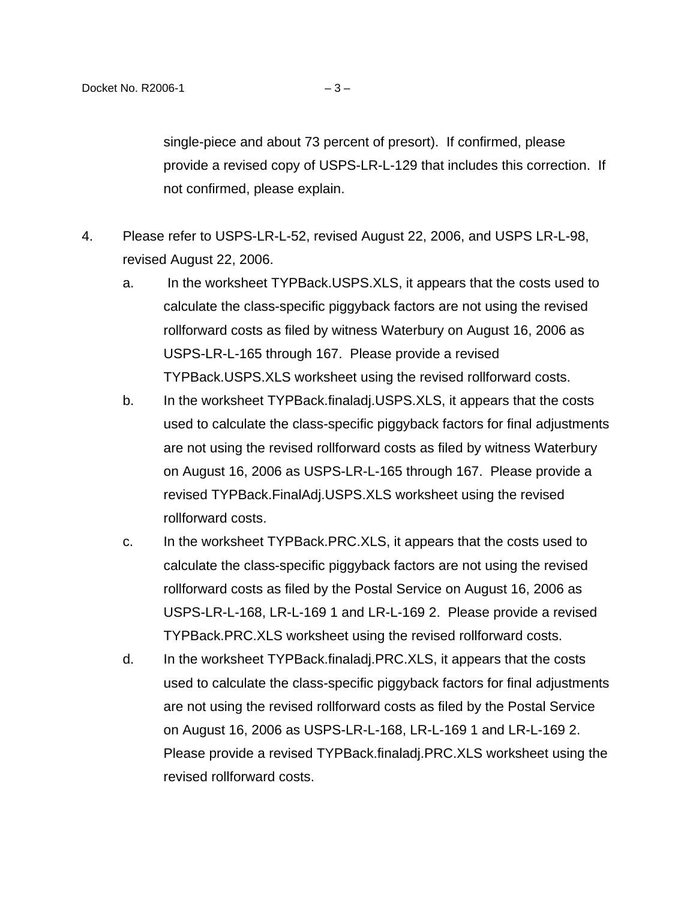single-piece and about 73 percent of presort). If confirmed, please provide a revised copy of USPS-LR-L-129 that includes this correction. If not confirmed, please explain.

4. Please refer to USPS-LR-L-52, revised August 22, 2006, and USPS LR-L-98, revised August 22, 2006.

   a. In the worksheet TYPBack.USPS.XLS, it appears that the costs used to calculate the class-specific piggyback factors are not using the revised rollforward costs as filed by witness Waterbury on August 16, 2006 as USPS-LR-L-165 through 167. Please provide a revised TYPBack.USPS.XLS worksheet using the revised rollforward costs.

   b. In the worksheet TYPBack.finaladj.USPS.XLS, it appears that the costs used to calculate the class-specific piggyback factors for final adjustments are not using the revised rollforward costs as filed by witness Waterbury on August 16, 2006 as USPS-LR-L-165 through 167. Please provide a revised TYPBack.FinalAdj.USPS.XLS worksheet using the revised rollforward costs.

   c. In the worksheet TYPBack.PRC.XLS, it appears that the costs used to calculate the class-specific piggyback factors are not using the revised rollforward costs as filed by the Postal Service on August 16, 2006 as USPS-LR-L-168, LR-L-169 1 and LR-L-169 2. Please provide a revised TYPBack.PRC.XLS worksheet using the revised rollforward costs.

   d. In the worksheet TYPBack.finaladj.PRC.XLS, it appears that the costs used to calculate the class-specific piggyback factors for final adjustments are not using the revised rollforward costs as filed by the Postal Service on August 16, 2006 as USPS-LR-L-168, LR-L-169 1 and LR-L-169 2. Please provide a revised TYPBack.finaladj.PRC.XLS worksheet using the revised rollforward costs.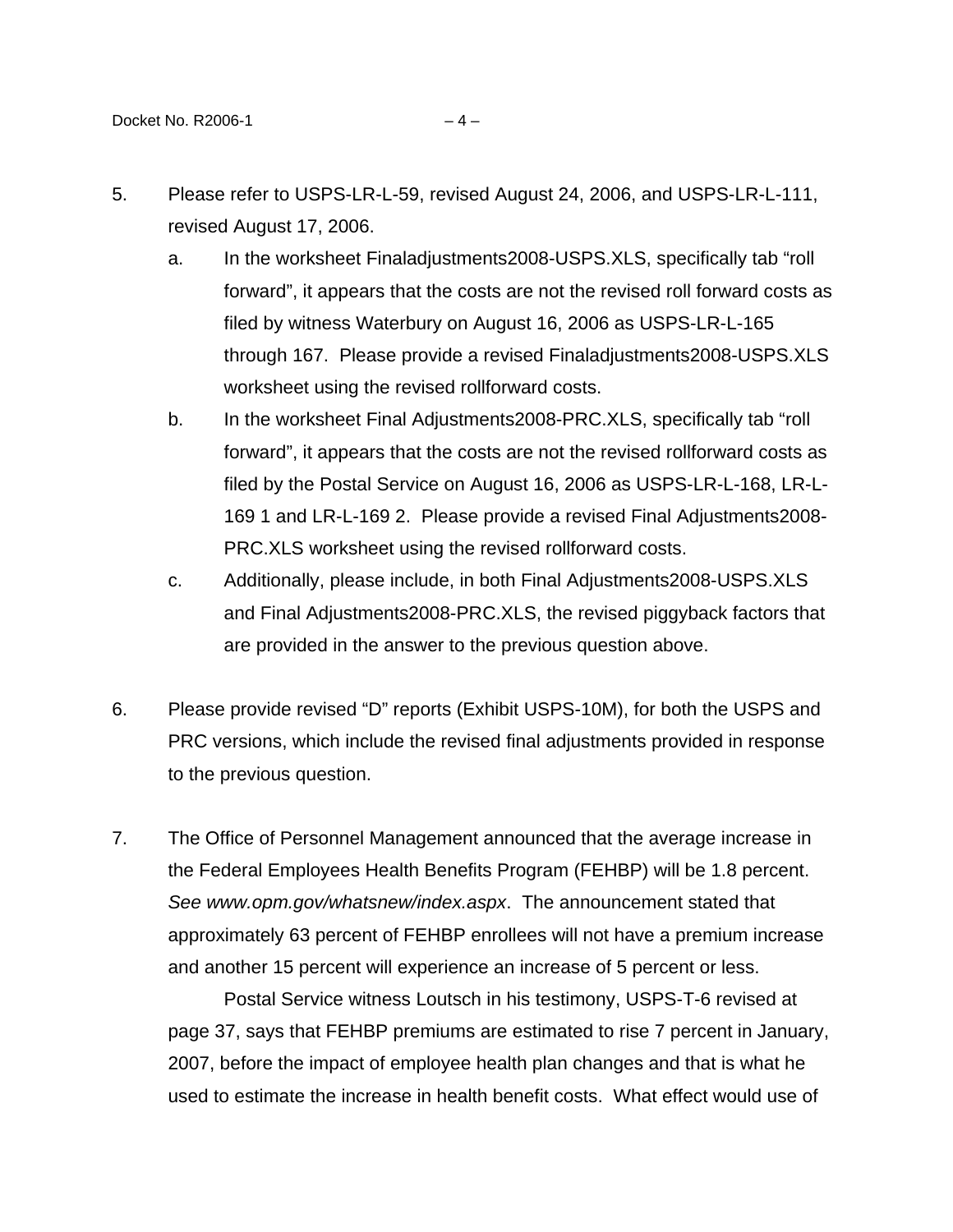5. Please refer to USPS-LR-L-59, revised August 24, 2006, and USPS-LR-L-111, revised August 17, 2006.

   a. In the worksheet Finaladjustments2008-USPS.XLS, specifically tab "roll forward", it appears that the costs are not the revised roll forward costs as filed by witness Waterbury on August 16, 2006 as USPS-LR-L-165 through 167. Please provide a revised Finaladjustments2008-USPS.XLS worksheet using the revised rollforward costs.

   b. In the worksheet Final Adjustments2008-PRC.XLS, specifically tab "roll forward", it appears that the costs are not the revised rollforward costs as filed by the Postal Service on August 16, 2006 as USPS-LR-L-168, LR-L-169 1 and LR-L-169 2. Please provide a revised Final Adjustments2008-PRC.XLS worksheet using the revised rollforward costs.

   c. Additionally, please include, in both Final Adjustments2008-USPS.XLS and Final Adjustments2008-PRC.XLS, the revised piggyback factors that are provided in the answer to the previous question above.

6. Please provide revised "D" reports (Exhibit USPS-10M), for both the USPS and PRC versions, which include the revised final adjustments provided in response to the previous question.

7. The Office of Personnel Management announced that the average increase in the Federal Employees Health Benefits Program (FEHBP) will be 1.8 percent. *See www.opm.gov/whatsnew/index.aspx*. The announcement stated that approximately 63 percent of FEHBP enrollees will not have a premium increase and another 15 percent will experience an increase of 5 percent or less.

   Postal Service witness Loutsch in his testimony, USPS-T-6 revised at page 37, says that FEHBP premiums are estimated to rise 7 percent in January, 2007, before the impact of employee health plan changes and that is what he used to estimate the increase in health benefit costs. What effect would use of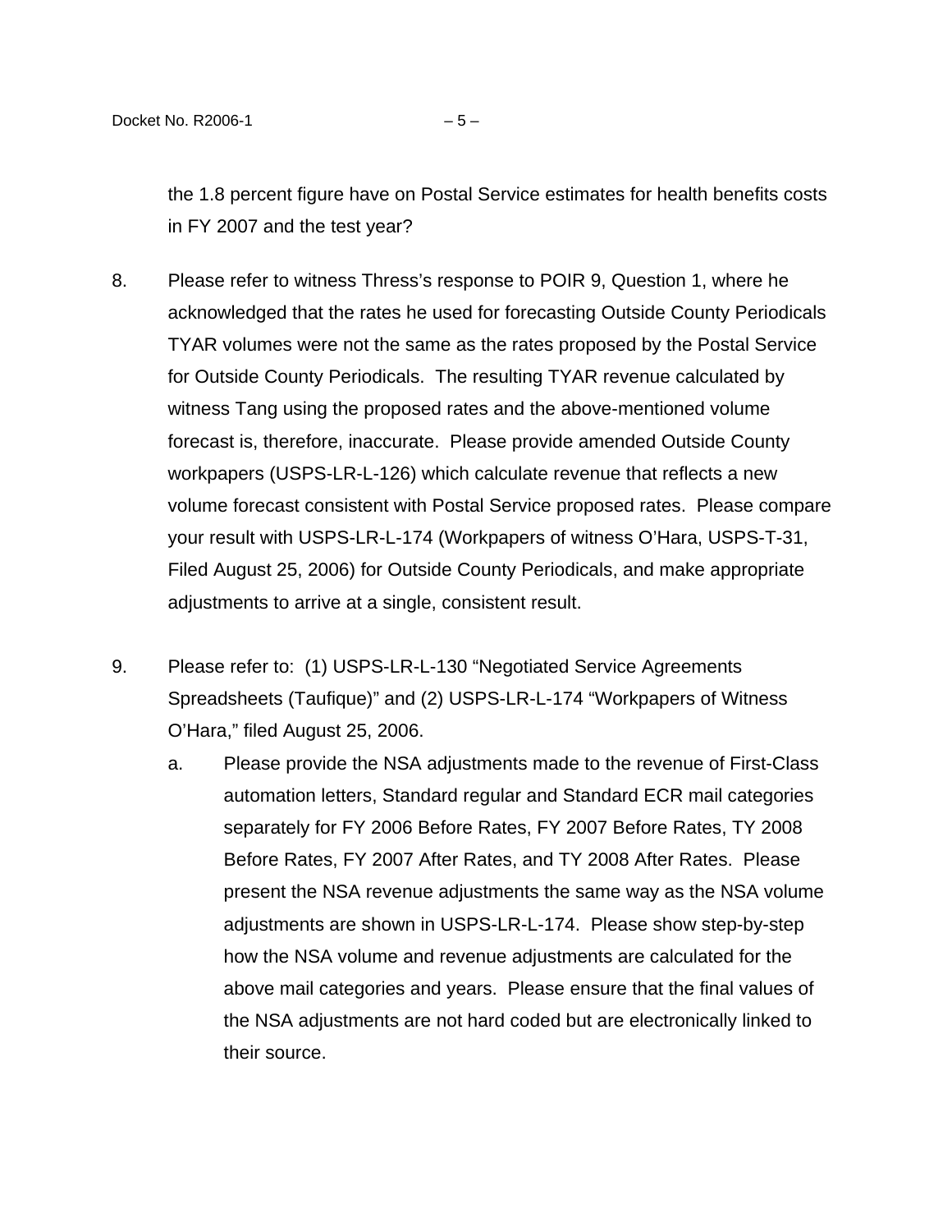the 1.8 percent figure have on Postal Service estimates for health benefits costs in FY 2007 and the test year?

8. Please refer to witness Thress's response to POIR 9, Question 1, where he acknowledged that the rates he used for forecasting Outside County Periodicals TYAR volumes were not the same as the rates proposed by the Postal Service for Outside County Periodicals. The resulting TYAR revenue calculated by witness Tang using the proposed rates and the above-mentioned volume forecast is, therefore, inaccurate. Please provide amended Outside County workpapers (USPS-LR-L-126) which calculate revenue that reflects a new volume forecast consistent with Postal Service proposed rates. Please compare your result with USPS-LR-L-174 (Workpapers of witness O'Hara, USPS-T-31, Filed August 25, 2006) for Outside County Periodicals, and make appropriate adjustments to arrive at a single, consistent result.

9. Please refer to: (1) USPS-LR-L-130 "Negotiated Service Agreements Spreadsheets (Taufique)" and (2) USPS-LR-L-174 "Workpapers of Witness O'Hara," filed August 25, 2006.

   a. Please provide the NSA adjustments made to the revenue of First-Class automation letters, Standard regular and Standard ECR mail categories separately for FY 2006 Before Rates, FY 2007 Before Rates, TY 2008 Before Rates, FY 2007 After Rates, and TY 2008 After Rates. Please present the NSA revenue adjustments the same way as the NSA volume adjustments are shown in USPS-LR-L-174. Please show step-by-step how the NSA volume and revenue adjustments are calculated for the above mail categories and years. Please ensure that the final values of the NSA adjustments are not hard coded but are electronically linked to their source.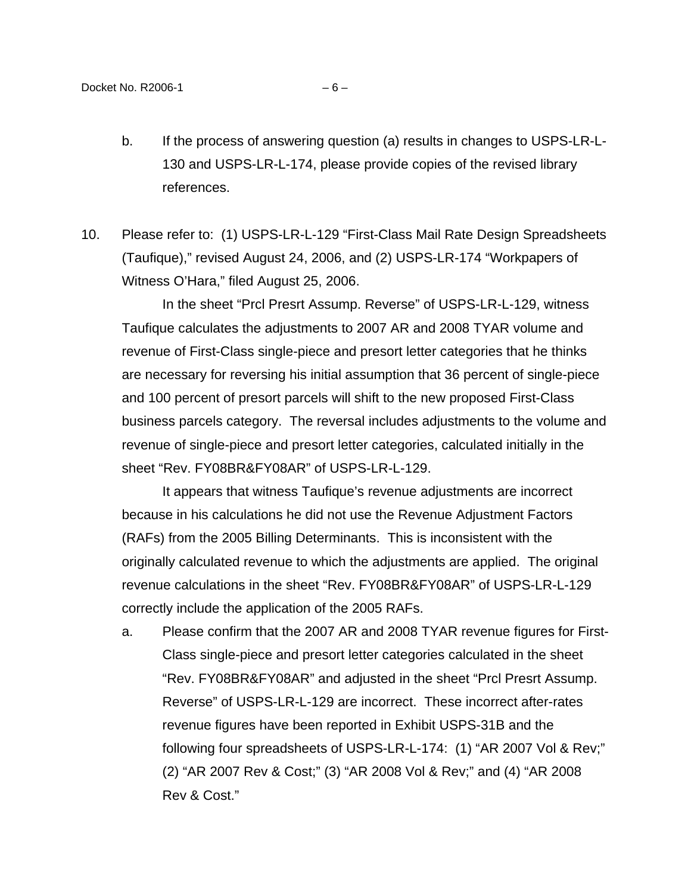b. If the process of answering question (a) results in changes to USPS-LR-L-130 and USPS-LR-L-174, please provide copies of the revised library references.

10. Please refer to: (1) USPS-LR-L-129 "First-Class Mail Rate Design Spreadsheets (Taufique)," revised August 24, 2006, and (2) USPS-LR-174 "Workpapers of Witness O'Hara," filed August 25, 2006.

In the sheet "Prcl Presrt Assump. Reverse" of USPS-LR-L-129, witness Taufique calculates the adjustments to 2007 AR and 2008 TYAR volume and revenue of First-Class single-piece and presort letter categories that he thinks are necessary for reversing his initial assumption that 36 percent of single-piece and 100 percent of presort parcels will shift to the new proposed First-Class business parcels category. The reversal includes adjustments to the volume and revenue of single-piece and presort letter categories, calculated initially in the sheet "Rev. FY08BR&FY08AR" of USPS-LR-L-129.

It appears that witness Taufique's revenue adjustments are incorrect because in his calculations he did not use the Revenue Adjustment Factors (RAFs) from the 2005 Billing Determinants. This is inconsistent with the originally calculated revenue to which the adjustments are applied. The original revenue calculations in the sheet "Rev. FY08BR&FY08AR" of USPS-LR-L-129 correctly include the application of the 2005 RAFs.

a. Please confirm that the 2007 AR and 2008 TYAR revenue figures for First-Class single-piece and presort letter categories calculated in the sheet "Rev. FY08BR&FY08AR" and adjusted in the sheet "Prcl Presrt Assump. Reverse" of USPS-LR-L-129 are incorrect. These incorrect after-rates revenue figures have been reported in Exhibit USPS-31B and the following four spreadsheets of USPS-LR-L-174: (1) "AR 2007 Vol & Rev;" (2) "AR 2007 Rev & Cost;" (3) "AR 2008 Vol & Rev;" and (4) "AR 2008 Rev & Cost."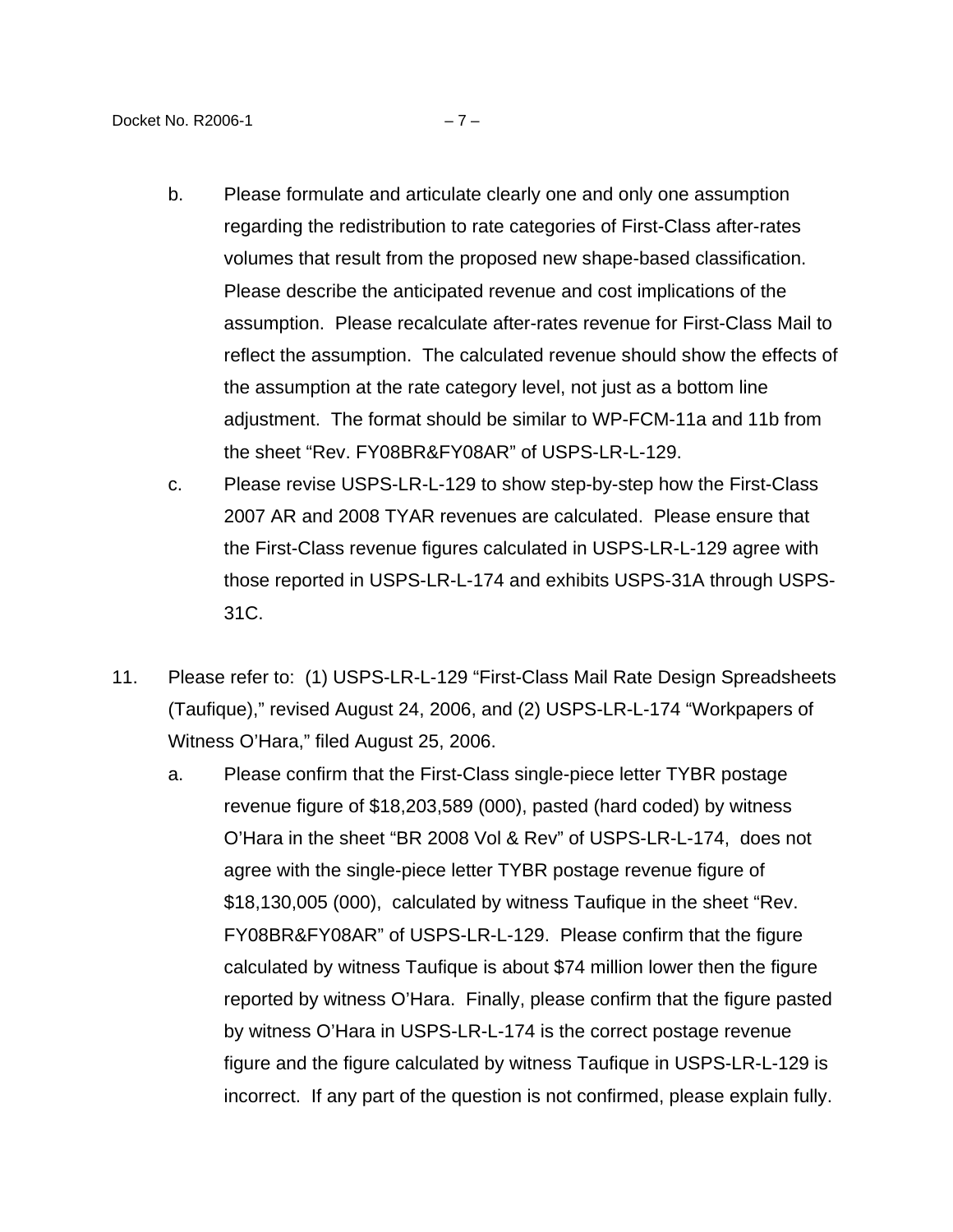b. Please formulate and articulate clearly one and only one assumption regarding the redistribution to rate categories of First-Class after-rates volumes that result from the proposed new shape-based classification. Please describe the anticipated revenue and cost implications of the assumption. Please recalculate after-rates revenue for First-Class Mail to reflect the assumption. The calculated revenue should show the effects of the assumption at the rate category level, not just as a bottom line adjustment. The format should be similar to WP-FCM-11a and 11b from the sheet "Rev. FY08BR&FY08AR" of USPS-LR-L-129.

c. Please revise USPS-LR-L-129 to show step-by-step how the First-Class 2007 AR and 2008 TYAR revenues are calculated. Please ensure that the First-Class revenue figures calculated in USPS-LR-L-129 agree with those reported in USPS-LR-L-174 and exhibits USPS-31A through USPS-31C.

11. Please refer to: (1) USPS-LR-L-129 "First-Class Mail Rate Design Spreadsheets (Taufique)," revised August 24, 2006, and (2) USPS-LR-L-174 "Workpapers of Witness O'Hara," filed August 25, 2006.

   a. Please confirm that the First-Class single-piece letter TYBR postage revenue figure of $18,203,589 (000), pasted (hard coded) by witness O'Hara in the sheet "BR 2008 Vol & Rev" of USPS-LR-L-174, does not agree with the single-piece letter TYBR postage revenue figure of $18,130,005 (000), calculated by witness Taufique in the sheet "Rev. FY08BR&FY08AR" of USPS-LR-L-129. Please confirm that the figure calculated by witness Taufique is about $74 million lower then the figure reported by witness O'Hara. Finally, please confirm that the figure pasted by witness O'Hara in USPS-LR-L-174 is the correct postage revenue figure and the figure calculated by witness Taufique in USPS-LR-L-129 is incorrect. If any part of the question is not confirmed, please explain fully.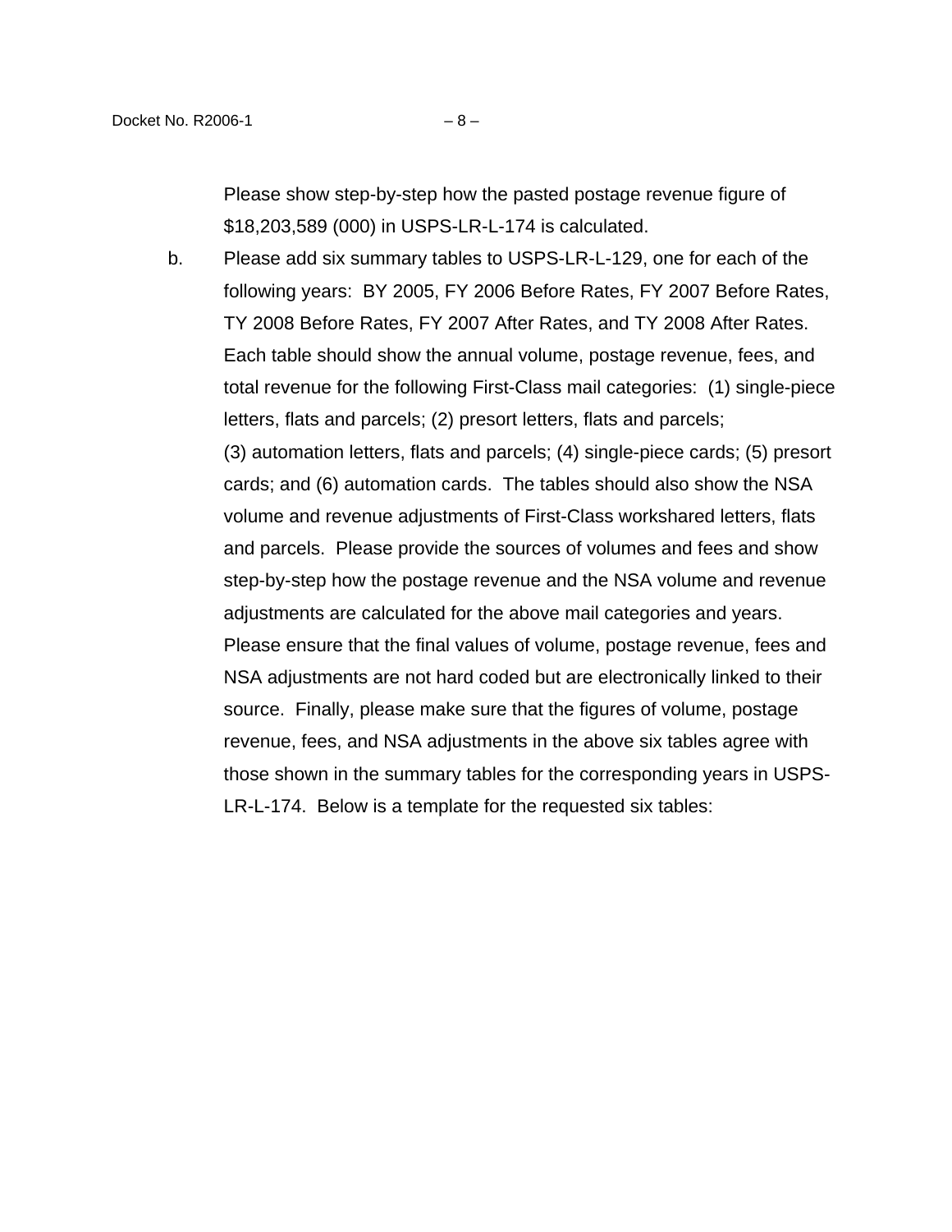Please show step-by-step how the pasted postage revenue figure of $18,203,589 (000) in USPS-LR-L-174 is calculated.

b. Please add six summary tables to USPS-LR-L-129, one for each of the following years: BY 2005, FY 2006 Before Rates, FY 2007 Before Rates, TY 2008 Before Rates, FY 2007 After Rates, and TY 2008 After Rates. Each table should show the annual volume, postage revenue, fees, and total revenue for the following First-Class mail categories: (1) single-piece letters, flats and parcels; (2) presort letters, flats and parcels; (3) automation letters, flats and parcels; (4) single-piece cards; (5) presort cards; and (6) automation cards. The tables should also show the NSA volume and revenue adjustments of First-Class workshared letters, flats and parcels. Please provide the sources of volumes and fees and show step-by-step how the postage revenue and the NSA volume and revenue adjustments are calculated for the above mail categories and years. Please ensure that the final values of volume, postage revenue, fees and NSA adjustments are not hard coded but are electronically linked to their source. Finally, please make sure that the figures of volume, postage revenue, fees, and NSA adjustments in the above six tables agree with those shown in the summary tables for the corresponding years in USPS-LR-L-174. Below is a template for the requested six tables: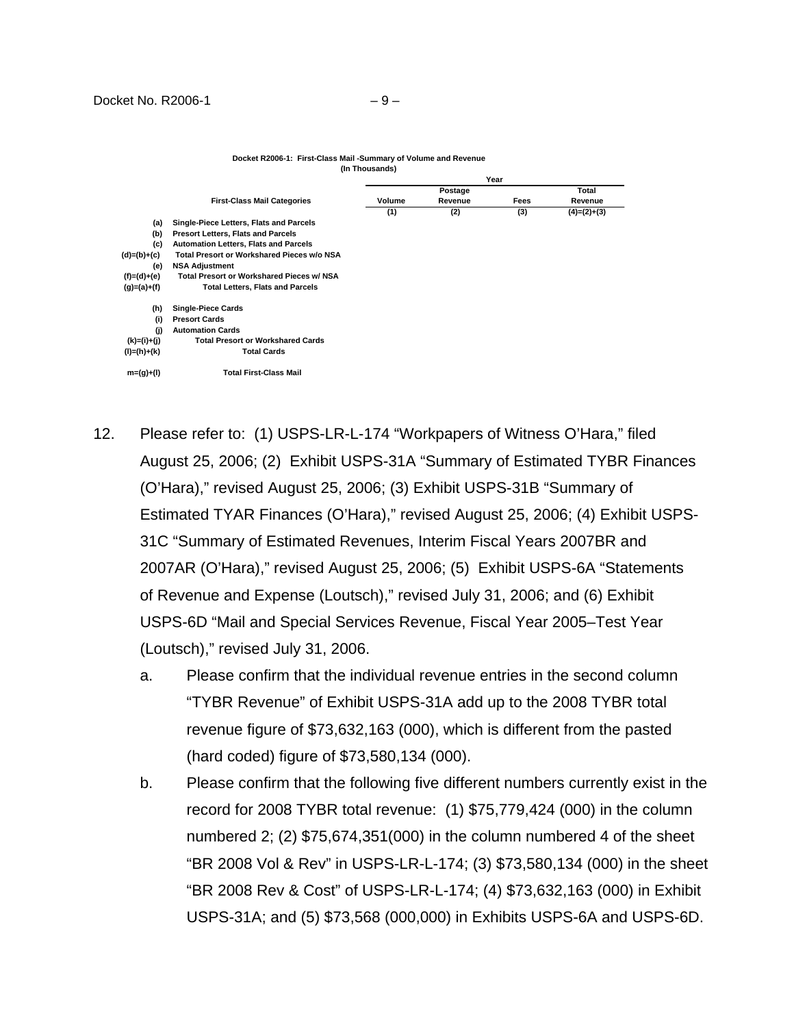**Docket R2006-1: First-Class Mail -Summary of Volume and Revenue**
**(In Thousands)**

| | First-Class Mail Categories | Year | | | |
|---|---|---|---|---|---|
| | | Volume | Postage Revenue | Fees | Total Revenue |
| | | (1) | (2) | (3) | (4)=(2)+(3) |
| (a) | Single-Piece Letters, Flats and Parcels | | | | |
| (b) | Presort Letters, Flats and Parcels | | | | |
| (c) | Automation Letters, Flats and Parcels | | | | |
| (d)=(b)+(c) | Total Presort or Workshared Pieces w/o NSA | | | | |
| (e) | NSA Adjustment | | | | |
| (f)=(d)+(e) | Total Presort or Workshared Pieces w/ NSA | | | | |
| (g)=(a)+(f) | Total Letters, Flats and Parcels | | | | |
| (h) | Single-Piece Cards | | | | |
| (i) | Presort Cards | | | | |
| (j) | Automation Cards | | | | |
| (k)=(i)+(j) | Total Presort or Workshared Cards | | | | |
| (l)=(h)+(k) | Total Cards | | | | |
| m=(g)+(l) | Total First-Class Mail | | | | |

12. Please refer to: (1) USPS-LR-L-174 "Workpapers of Witness O'Hara," filed August 25, 2006; (2) Exhibit USPS-31A "Summary of Estimated TYBR Finances (O'Hara)," revised August 25, 2006; (3) Exhibit USPS-31B "Summary of Estimated TYAR Finances (O'Hara)," revised August 25, 2006; (4) Exhibit USPS-31C "Summary of Estimated Revenues, Interim Fiscal Years 2007BR and 2007AR (O'Hara)," revised August 25, 2006; (5) Exhibit USPS-6A "Statements of Revenue and Expense (Loutsch)," revised July 31, 2006; and (6) Exhibit USPS-6D "Mail and Special Services Revenue, Fiscal Year 2005–Test Year (Loutsch)," revised July 31, 2006.

    a. Please confirm that the individual revenue entries in the second column "TYBR Revenue" of Exhibit USPS-31A add up to the 2008 TYBR total revenue figure of $73,632,163 (000), which is different from the pasted (hard coded) figure of $73,580,134 (000).

    b. Please confirm that the following five different numbers currently exist in the record for 2008 TYBR total revenue: (1) $75,779,424 (000) in the column numbered 2; (2) $75,674,351(000) in the column numbered 4 of the sheet "BR 2008 Vol & Rev" in USPS-LR-L-174; (3) $73,580,134 (000) in the sheet "BR 2008 Rev & Cost" of USPS-LR-L-174; (4) $73,632,163 (000) in Exhibit USPS-31A; and (5) $73,568 (000,000) in Exhibits USPS-6A and USPS-6D.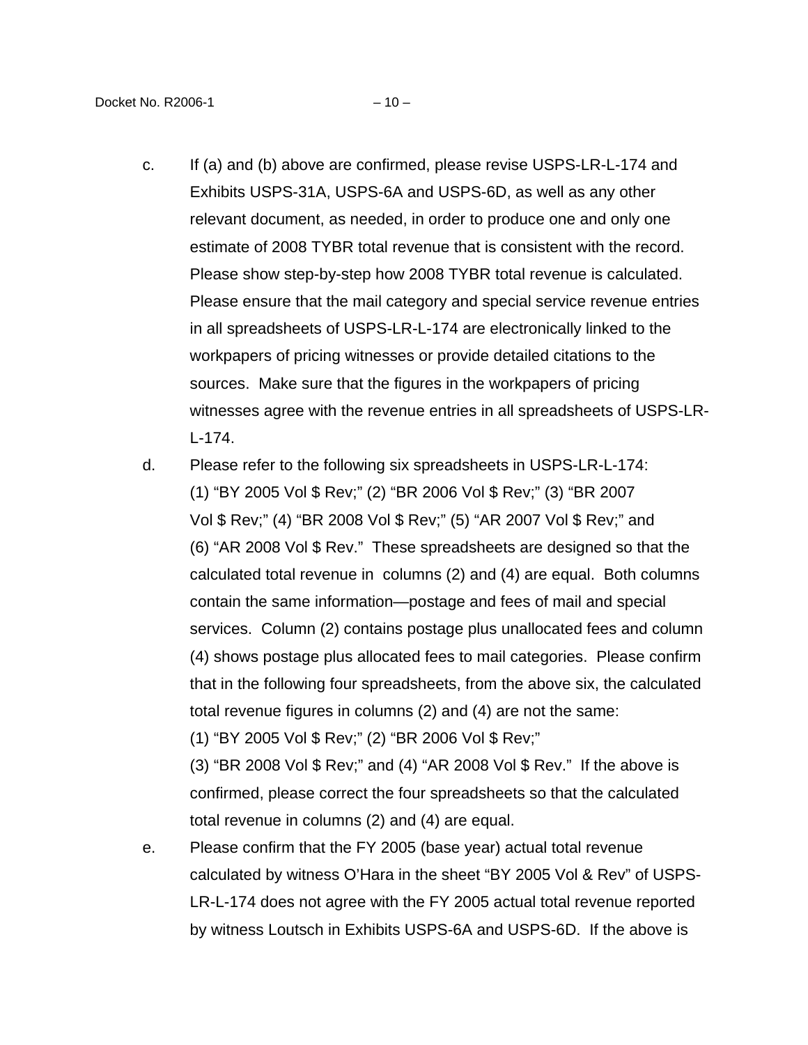c. If (a) and (b) above are confirmed, please revise USPS-LR-L-174 and Exhibits USPS-31A, USPS-6A and USPS-6D, as well as any other relevant document, as needed, in order to produce one and only one estimate of 2008 TYBR total revenue that is consistent with the record. Please show step-by-step how 2008 TYBR total revenue is calculated. Please ensure that the mail category and special service revenue entries in all spreadsheets of USPS-LR-L-174 are electronically linked to the workpapers of pricing witnesses or provide detailed citations to the sources. Make sure that the figures in the workpapers of pricing witnesses agree with the revenue entries in all spreadsheets of USPS-LR-L-174.

d. Please refer to the following six spreadsheets in USPS-LR-L-174: (1) "BY 2005 Vol $ Rev;" (2) "BR 2006 Vol $ Rev;" (3) "BR 2007 Vol $ Rev;" (4) "BR 2008 Vol $ Rev;" (5) "AR 2007 Vol $ Rev;" and (6) "AR 2008 Vol $ Rev." These spreadsheets are designed so that the calculated total revenue in columns (2) and (4) are equal. Both columns contain the same information—postage and fees of mail and special services. Column (2) contains postage plus unallocated fees and column (4) shows postage plus allocated fees to mail categories. Please confirm that in the following four spreadsheets, from the above six, the calculated total revenue figures in columns (2) and (4) are not the same: (1) "BY 2005 Vol $ Rev;" (2) "BR 2006 Vol $ Rev;" (3) "BR 2008 Vol $ Rev;" and (4) "AR 2008 Vol $ Rev." If the above is confirmed, please correct the four spreadsheets so that the calculated total revenue in columns (2) and (4) are equal.

e. Please confirm that the FY 2005 (base year) actual total revenue calculated by witness O'Hara in the sheet "BY 2005 Vol & Rev" of USPS-LR-L-174 does not agree with the FY 2005 actual total revenue reported by witness Loutsch in Exhibits USPS-6A and USPS-6D. If the above is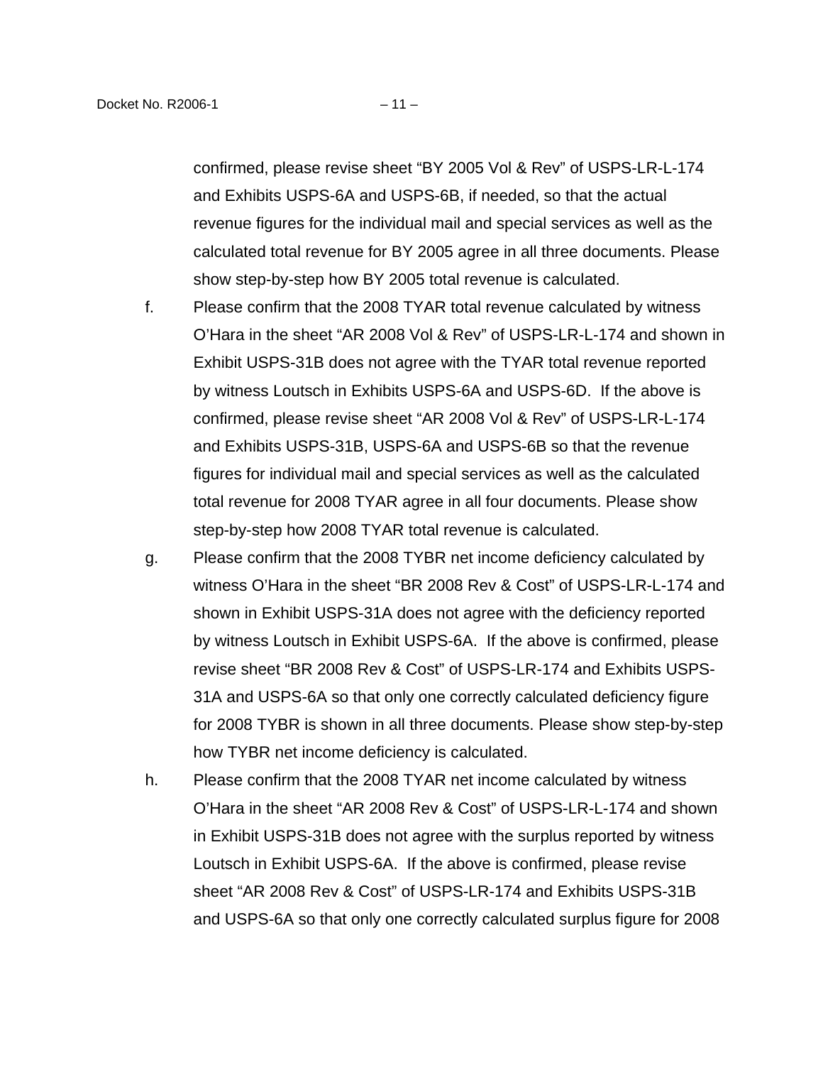confirmed, please revise sheet “BY 2005 Vol & Rev” of USPS-LR-L-174 and Exhibits USPS-6A and USPS-6B, if needed, so that the actual revenue figures for the individual mail and special services as well as the calculated total revenue for BY 2005 agree in all three documents. Please show step-by-step how BY 2005 total revenue is calculated.

f. Please confirm that the 2008 TYAR total revenue calculated by witness O’Hara in the sheet “AR 2008 Vol & Rev” of USPS-LR-L-174 and shown in Exhibit USPS-31B does not agree with the TYAR total revenue reported by witness Loutsch in Exhibits USPS-6A and USPS-6D. If the above is confirmed, please revise sheet “AR 2008 Vol & Rev” of USPS-LR-L-174 and Exhibits USPS-31B, USPS-6A and USPS-6B so that the revenue figures for individual mail and special services as well as the calculated total revenue for 2008 TYAR agree in all four documents. Please show step-by-step how 2008 TYAR total revenue is calculated.

g. Please confirm that the 2008 TYBR net income deficiency calculated by witness O’Hara in the sheet “BR 2008 Rev & Cost” of USPS-LR-L-174 and shown in Exhibit USPS-31A does not agree with the deficiency reported by witness Loutsch in Exhibit USPS-6A. If the above is confirmed, please revise sheet “BR 2008 Rev & Cost” of USPS-LR-174 and Exhibits USPS-31A and USPS-6A so that only one correctly calculated deficiency figure for 2008 TYBR is shown in all three documents. Please show step-by-step how TYBR net income deficiency is calculated.

h. Please confirm that the 2008 TYAR net income calculated by witness O’Hara in the sheet “AR 2008 Rev & Cost” of USPS-LR-L-174 and shown in Exhibit USPS-31B does not agree with the surplus reported by witness Loutsch in Exhibit USPS-6A. If the above is confirmed, please revise sheet “AR 2008 Rev & Cost” of USPS-LR-174 and Exhibits USPS-31B and USPS-6A so that only one correctly calculated surplus figure for 2008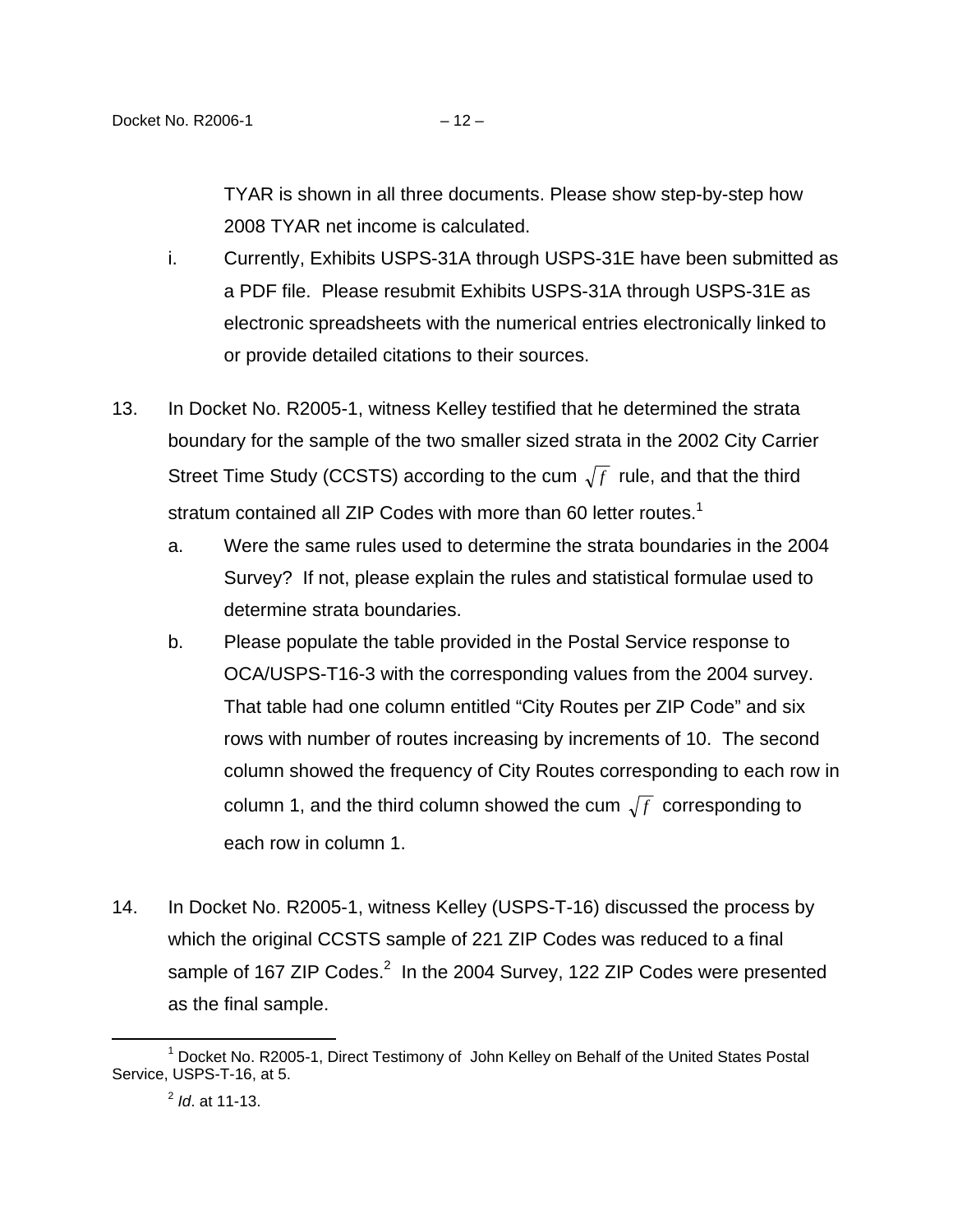TYAR is shown in all three documents. Please show step-by-step how 2008 TYAR net income is calculated.

i. Currently, Exhibits USPS-31A through USPS-31E have been submitted as a PDF file. Please resubmit Exhibits USPS-31A through USPS-31E as electronic spreadsheets with the numerical entries electronically linked to or provide detailed citations to their sources.

13. In Docket No. R2005-1, witness Kelley testified that he determined the strata boundary for the sample of the two smaller sized strata in the 2002 City Carrier Street Time Study (CCSTS) according to the cum $\sqrt{f}$ rule, and that the third stratum contained all ZIP Codes with more than 60 letter routes.[1]

   a. Were the same rules used to determine the strata boundaries in the 2004 Survey? If not, please explain the rules and statistical formulae used to determine strata boundaries.

   b. Please populate the table provided in the Postal Service response to OCA/USPS-T16-3 with the corresponding values from the 2004 survey. That table had one column entitled "City Routes per ZIP Code" and six rows with number of routes increasing by increments of 10. The second column showed the frequency of City Routes corresponding to each row in column 1, and the third column showed the cum $\sqrt{f}$ corresponding to each row in column 1.

14. In Docket No. R2005-1, witness Kelley (USPS-T-16) discussed the process by which the original CCSTS sample of 221 ZIP Codes was reduced to a final sample of 167 ZIP Codes.[2] In the 2004 Survey, 122 ZIP Codes were presented as the final sample.

---

[1] Docket No. R2005-1, Direct Testimony of John Kelley on Behalf of the United States Postal Service, USPS-T-16, at 5.

[2] *Id*. at 11-13.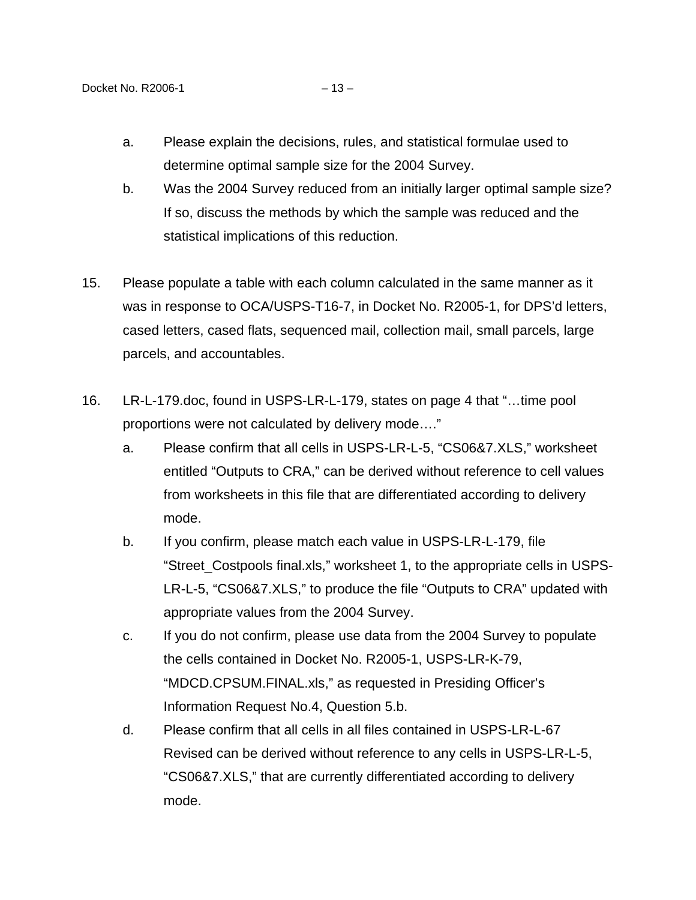a. Please explain the decisions, rules, and statistical formulae used to determine optimal sample size for the 2004 Survey.

b. Was the 2004 Survey reduced from an initially larger optimal sample size? If so, discuss the methods by which the sample was reduced and the statistical implications of this reduction.

15. Please populate a table with each column calculated in the same manner as it was in response to OCA/USPS-T16-7, in Docket No. R2005-1, for DPS'd letters, cased letters, cased flats, sequenced mail, collection mail, small parcels, large parcels, and accountables.

16. LR-L-179.doc, found in USPS-LR-L-179, states on page 4 that "…time pool proportions were not calculated by delivery mode…."

    a. Please confirm that all cells in USPS-LR-L-5, "CS06&7.XLS," worksheet entitled "Outputs to CRA," can be derived without reference to cell values from worksheets in this file that are differentiated according to delivery mode.

    b. If you confirm, please match each value in USPS-LR-L-179, file "Street_Costpools final.xls," worksheet 1, to the appropriate cells in USPS-LR-L-5, "CS06&7.XLS," to produce the file "Outputs to CRA" updated with appropriate values from the 2004 Survey.

    c. If you do not confirm, please use data from the 2004 Survey to populate the cells contained in Docket No. R2005-1, USPS-LR-K-79, "MDCD.CPSUM.FINAL.xls," as requested in Presiding Officer's Information Request No.4, Question 5.b.

    d. Please confirm that all cells in all files contained in USPS-LR-L-67 Revised can be derived without reference to any cells in USPS-LR-L-5, "CS06&7.XLS," that are currently differentiated according to delivery mode.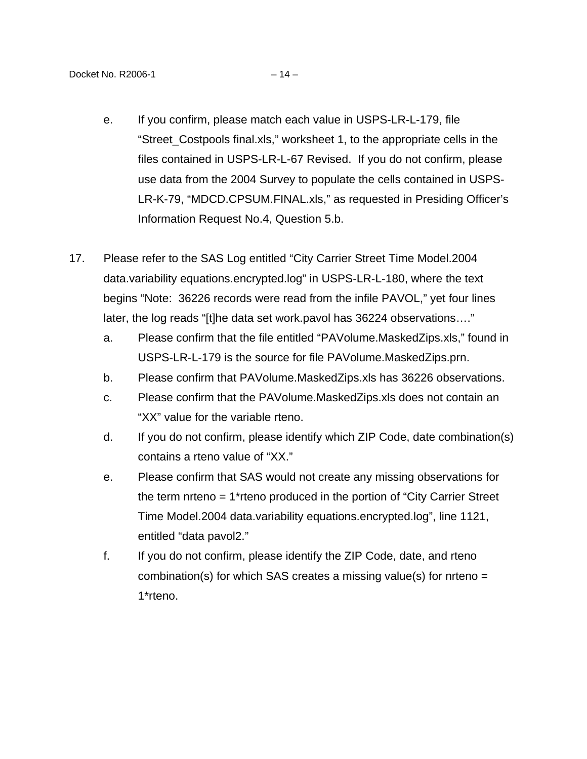e. If you confirm, please match each value in USPS-LR-L-179, file "Street_Costpools final.xls," worksheet 1, to the appropriate cells in the files contained in USPS-LR-L-67 Revised. If you do not confirm, please use data from the 2004 Survey to populate the cells contained in USPS-LR-K-79, "MDCD.CPSUM.FINAL.xls," as requested in Presiding Officer's Information Request No.4, Question 5.b.

17. Please refer to the SAS Log entitled "City Carrier Street Time Model.2004 data.variability equations.encrypted.log" in USPS-LR-L-180, where the text begins "Note: 36226 records were read from the infile PAVOL," yet four lines later, the log reads "[t]he data set work.pavol has 36224 observations…."

   a. Please confirm that the file entitled "PAVolume.MaskedZips.xls," found in USPS-LR-L-179 is the source for file PAVolume.MaskedZips.prn.

   b. Please confirm that PAVolume.MaskedZips.xls has 36226 observations.

   c. Please confirm that the PAVolume.MaskedZips.xls does not contain an "XX" value for the variable rteno.

   d. If you do not confirm, please identify which ZIP Code, date combination(s) contains a rteno value of "XX."

   e. Please confirm that SAS would not create any missing observations for the term nrteno = 1*rteno produced in the portion of "City Carrier Street Time Model.2004 data.variability equations.encrypted.log", line 1121, entitled "data pavol2."

   f. If you do not confirm, please identify the ZIP Code, date, and rteno combination(s) for which SAS creates a missing value(s) for nrteno = 1*rteno.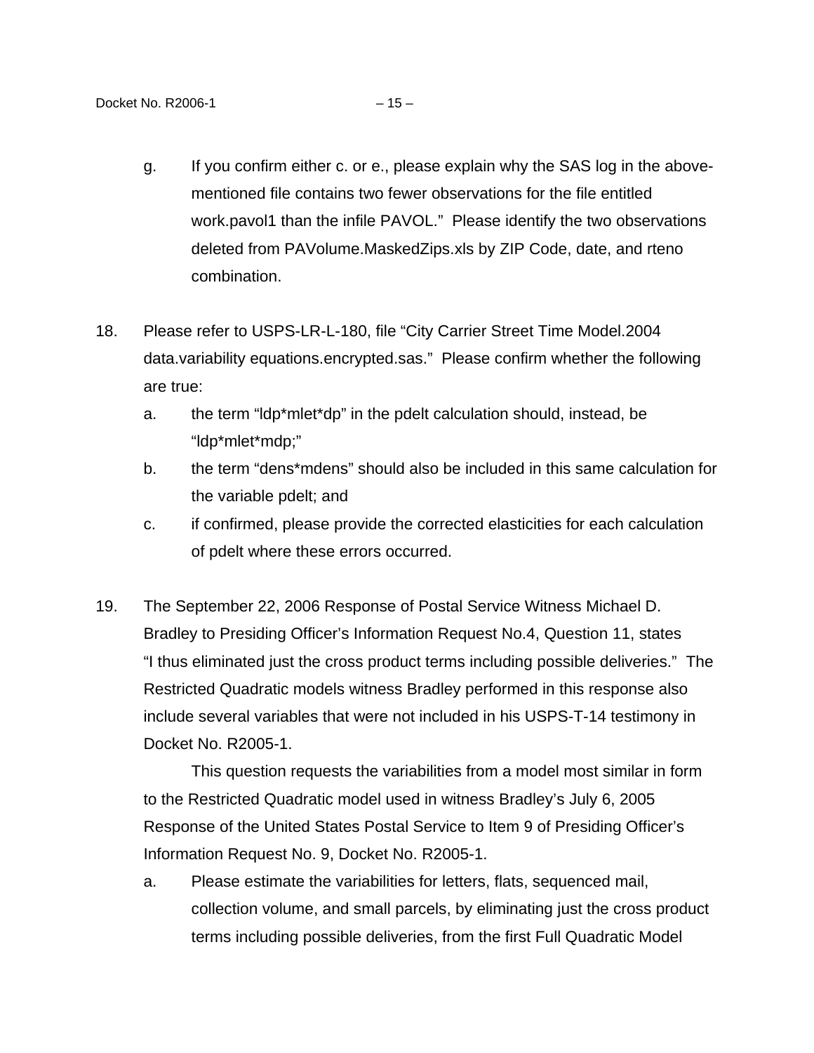g. If you confirm either c. or e., please explain why the SAS log in the above-mentioned file contains two fewer observations for the file entitled work.pavol1 than the infile PAVOL." Please identify the two observations deleted from PAVolume.MaskedZips.xls by ZIP Code, date, and rteno combination.

18. Please refer to USPS-LR-L-180, file "City Carrier Street Time Model.2004 data.variability equations.encrypted.sas." Please confirm whether the following are true:

    a. the term "ldp*mlet*dp" in the pdelt calculation should, instead, be "ldp*mlet*mdp;"

    b. the term "dens*mdens" should also be included in this same calculation for the variable pdelt; and

    c. if confirmed, please provide the corrected elasticities for each calculation of pdelt where these errors occurred.

19. The September 22, 2006 Response of Postal Service Witness Michael D. Bradley to Presiding Officer's Information Request No.4, Question 11, states "I thus eliminated just the cross product terms including possible deliveries." The Restricted Quadratic models witness Bradley performed in this response also include several variables that were not included in his USPS-T-14 testimony in Docket No. R2005-1.

    This question requests the variabilities from a model most similar in form to the Restricted Quadratic model used in witness Bradley's July 6, 2005 Response of the United States Postal Service to Item 9 of Presiding Officer's Information Request No. 9, Docket No. R2005-1.

    a. Please estimate the variabilities for letters, flats, sequenced mail, collection volume, and small parcels, by eliminating just the cross product terms including possible deliveries, from the first Full Quadratic Model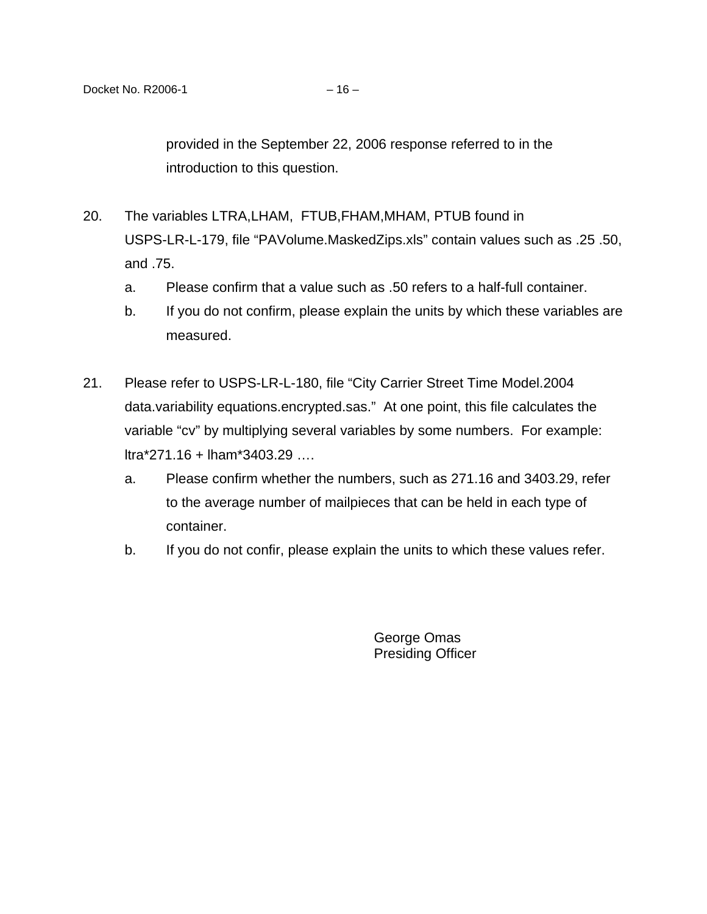provided in the September 22, 2006 response referred to in the introduction to this question.

20. The variables LTRA,LHAM, FTUB,FHAM,MHAM, PTUB found in USPS-LR-L-179, file "PAVolume.MaskedZips.xls" contain values such as .25 .50, and .75.

    a. Please confirm that a value such as .50 refers to a half-full container.

    b. If you do not confirm, please explain the units by which these variables are measured.

21. Please refer to USPS-LR-L-180, file "City Carrier Street Time Model.2004 data.variability equations.encrypted.sas." At one point, this file calculates the variable "cv" by multiplying several variables by some numbers. For example: ltra*271.16 + lham*3403.29 ….

    a. Please confirm whether the numbers, such as 271.16 and 3403.29, refer to the average number of mailpieces that can be held in each type of container.

    b. If you do not confir, please explain the units to which these values refer.

George Omas
Presiding Officer